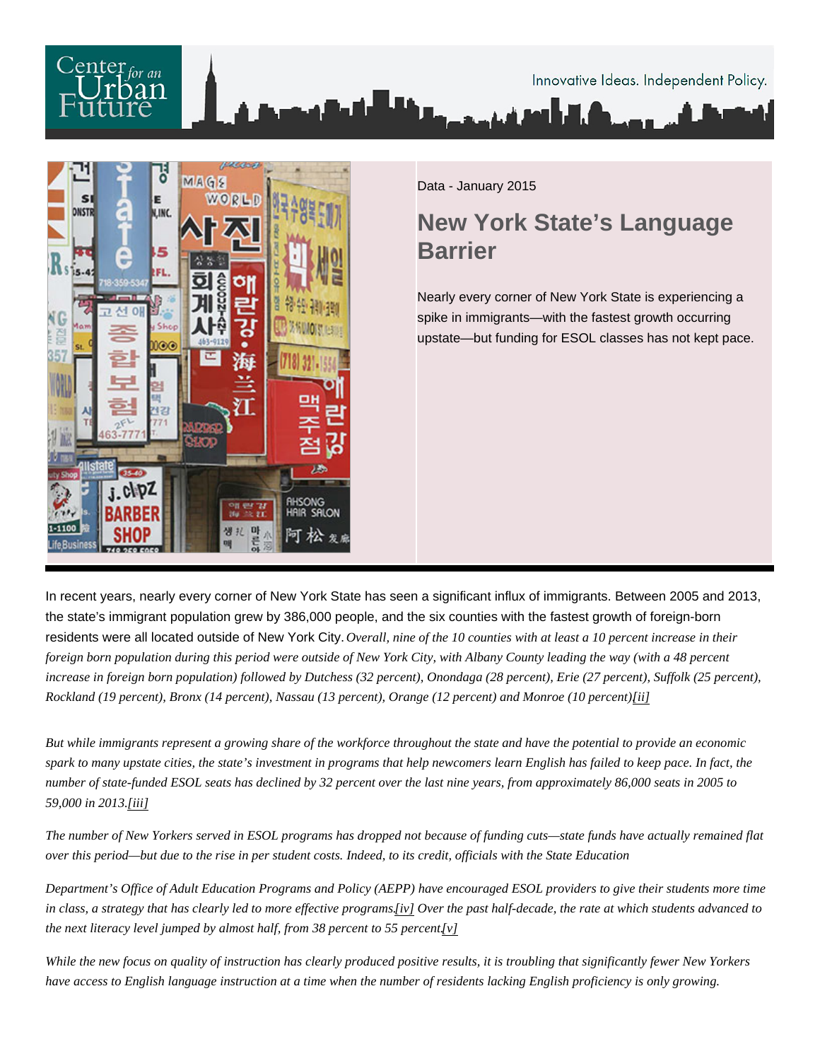Data - January 2015

# New York State's Language Barrier

Nearly every corner of New York State is experiencing a spike in immigrants—with the fastest growth occurring upstate—but funding for ESOL classes has not kept pace.

In recent years, nearly every corner of New York State has seen a significant influx of immigrants. Between 2005 and 2013, the state's immigrant population grew by 386,000 people, and the six counties with the fastest growth of foreign-born residents were all located outside of New York City. *Overall, nine of the 10 counties with at least a 10 percent increase in their foreign born population during this period were outside of New York City, with Albany County leading the way (with a 48 percent increase in foreign born population) followed by Dutchess (32 percent), Onondaga (28 percent), Erie (27 percent), Suffolk (25 percent), Rockland (19 percent), Bronx (14 percent), Nassau (13 percent), Orange (12 percent) and Monroe (10 percent)[ii]*

*But while immigrants represent a growing share of the workforce throughout the state and have the potential to provide an economic spark to many upstate cities, the state's investment in programs that help newcomers learn English has failed to keep pace. In fact, the number of state-funded ESOL seats has declined by 32 percent over the last nine years, from approximately 86,000 seats in 2005 to 59,000 in 2013.[iii]*

*The number of New Yorkers served in ESOL programs has dropped not because of funding cuts—state funds have actually remained flat over this period—but due to the rise in per student costs. Indeed, to its credit, officials with the State Education*

*Department's Office of Adult Education Programs and Policy (AEPP) have encouraged ESOL providers to give their students more time in class, a strategy that has clearly led to more effective programs.[iv] Over the past half-decade, the rate at which students advanced to the next literacy level jumped by almost half, from 38 percent to 55 percent.[v]*

*While the new focus on quality of instruction has clearly produced positive results, it is troubling that significantly fewer New Yorkers have access to English language instruction at a time when the number of residents lacking English proficiency is only growing.*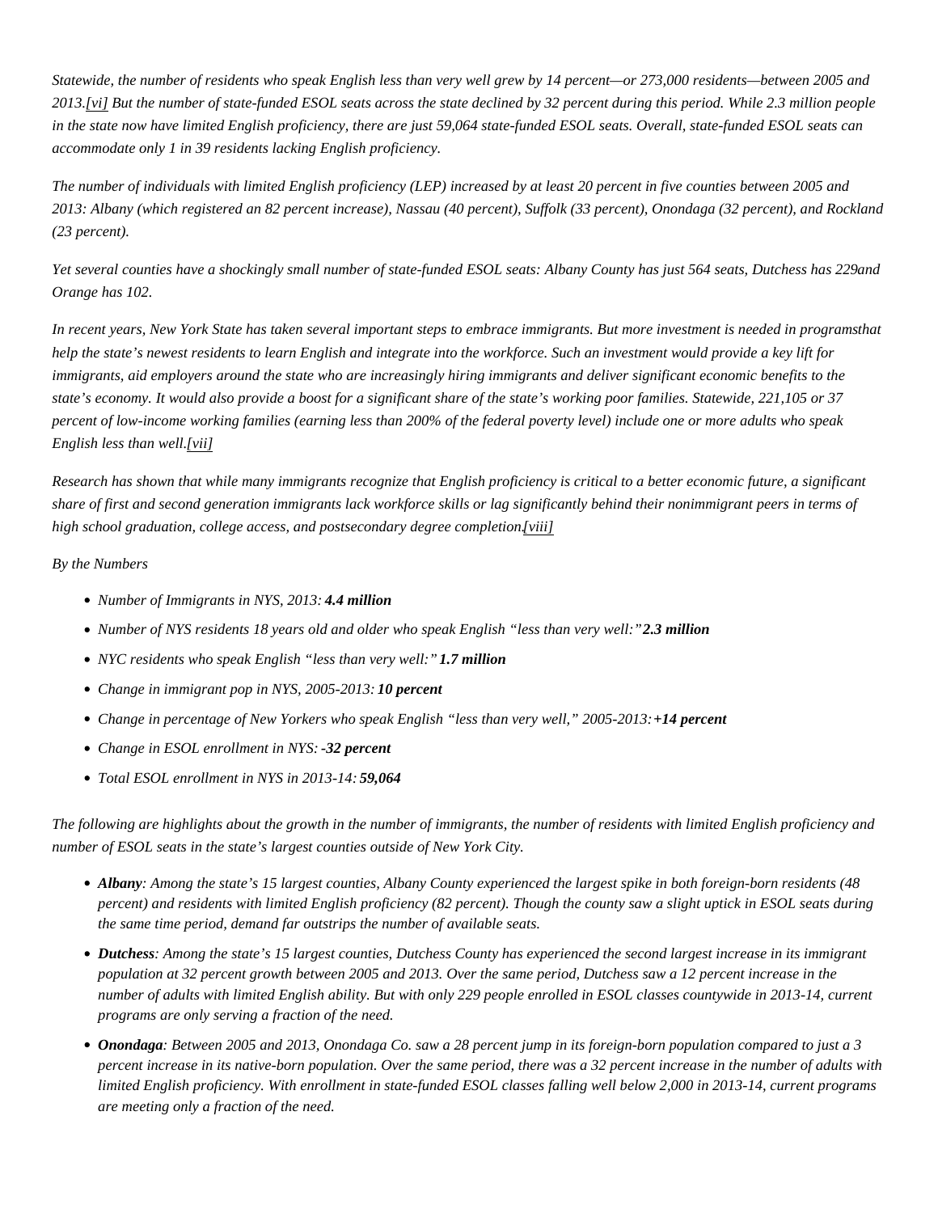*Statewide, the number of residents who speak English less than very well grew by 14 percent—or 273,000 residents—between 2005 and 2013.[vi] But the number of state-funded ESOL seats across the state declined by 32 percent during this period. While 2.3 million people in the state now have limited English proficiency, there are just 59,064 state-funded ESOL seats. Overall, state-funded ESOL seats can accommodate only 1 in 39 residents lacking English proficiency.*

*The number of individuals with limited English proficiency (LEP) increased by at least 20 percent in five counties between 2005 and 2013: Albany (which registered an 82 percent increase), Nassau (40 percent), Suffolk (33 percent), Onondaga (32 percent), and Rockland (23 percent).*

*Yet several counties have a shockingly small number of state-funded ESOL seats: Albany County has just 564 seats, Dutchess has 229and Orange has 102.*

*In recent years, New York State has taken several important steps to embrace immigrants. But more investment is needed in programsthat help the state's newest residents to learn English and integrate into the workforce. Such an investment would provide a key lift for immigrants, aid employers around the state who are increasingly hiring immigrants and deliver significant economic benefits to the state's economy. It would also provide a boost for a significant share of the state's working poor families. Statewide, 221,105 or 37 percent of low-income working families (earning less than 200% of the federal poverty level) include one or more adults who speak English less than well.[vii]*

*Research has shown that while many immigrants recognize that English proficiency is critical to a better economic future, a significant share of first and second generation immigrants lack workforce skills or lag significantly behind their nonimmigrant peers in terms of high school graduation, college access, and postsecondary degree completion.[viii]*

*By the Numbers*

- *Number of Immigrants in NYS, 2013:* ***4.4 million***
- *Number of NYS residents 18 years old and older who speak English "less than very well:"* ***2.3 million***
- *NYC residents who speak English "less than very well:"* ***1.7 million***
- *Change in immigrant pop in NYS, 2005-2013:* ***10 percent***
- *Change in percentage of New Yorkers who speak English "less than very well," 2005-2013:* ***+14 percent***
- *Change in ESOL enrollment in NYS:* ***-32 percent***
- *Total ESOL enrollment in NYS in 2013-14:* ***59,064***

*The following are highlights about the growth in the number of immigrants, the number of residents with limited English proficiency and number of ESOL seats in the state's largest counties outside of New York City.*

- ***Albany****: Among the state's 15 largest counties, Albany County experienced the largest spike in both foreign-born residents (48 percent) and residents with limited English proficiency (82 percent). Though the county saw a slight uptick in ESOL seats during the same time period, demand far outstrips the number of available seats.*
- ***Dutchess****: Among the state's 15 largest counties, Dutchess County has experienced the second largest increase in its immigrant population at 32 percent growth between 2005 and 2013. Over the same period, Dutchess saw a 12 percent increase in the number of adults with limited English ability. But with only 229 people enrolled in ESOL classes countywide in 2013-14, current programs are only serving a fraction of the need.*
- ***Onondaga****: Between 2005 and 2013, Onondaga Co. saw a 28 percent jump in its foreign-born population compared to just a 3 percent increase in its native-born population. Over the same period, there was a 32 percent increase in the number of adults with limited English proficiency. With enrollment in state-funded ESOL classes falling well below 2,000 in 2013-14, current programs are meeting only a fraction of the need.*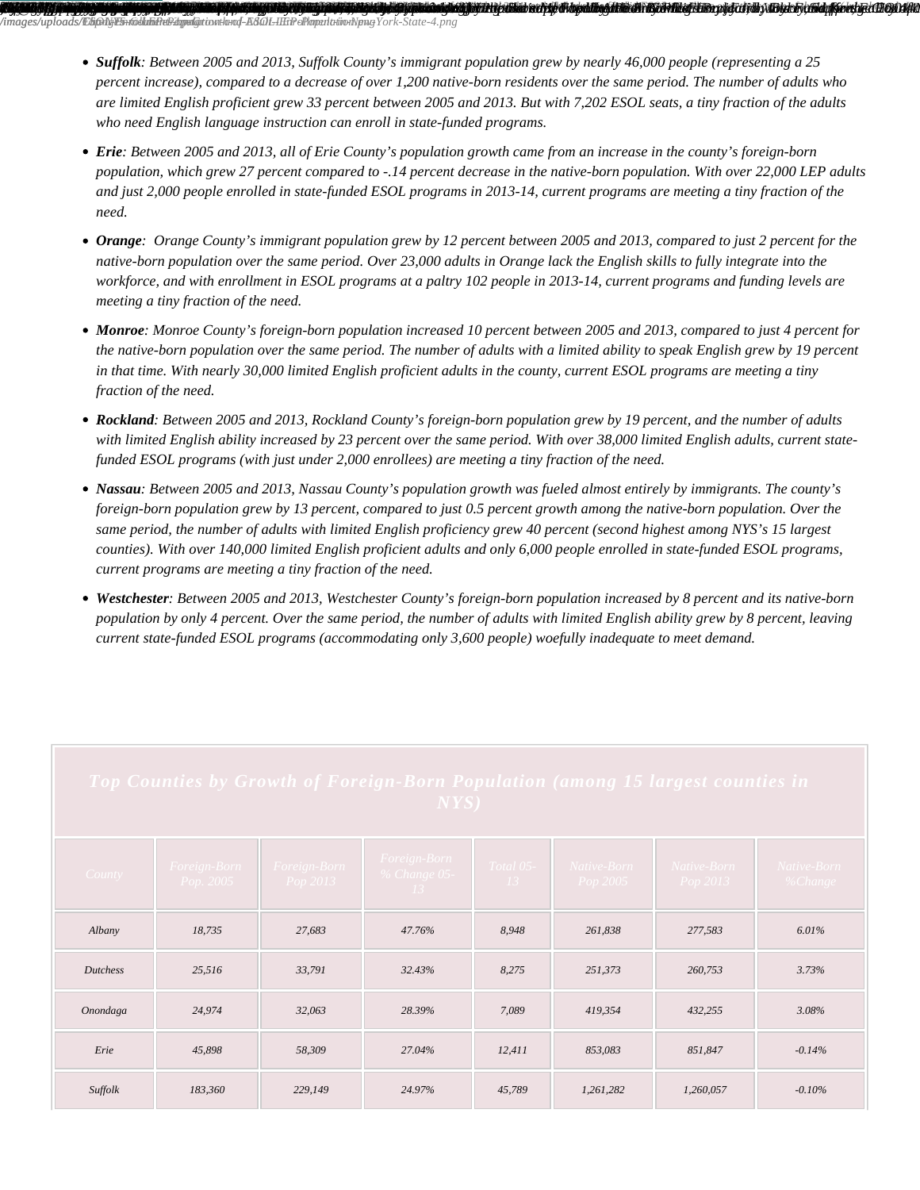- ***Suffolk**: Between 2005 and 2013, Suffolk County's immigrant population grew by nearly 46,000 people (representing a 25 percent increase), compared to a decrease of over 1,200 native-born residents over the same period. The number of adults who are limited English proficient grew 33 percent between 2005 and 2013. But with 7,202 ESOL seats, a tiny fraction of the adults who need English language instruction can enroll in state-funded programs.*
- ***Erie**: Between 2005 and 2013, all of Erie County's population growth came from an increase in the county's foreign-born population, which grew 27 percent compared to -.14 percent decrease in the native-born population. With over 22,000 LEP adults and just 2,000 people enrolled in state-funded ESOL programs in 2013-14, current programs are meeting a tiny fraction of the need.*
- ***Orange**: Orange County's immigrant population grew by 12 percent between 2005 and 2013, compared to just 2 percent for the native-born population over the same period. Over 23,000 adults in Orange lack the English skills to fully integrate into the workforce, and with enrollment in ESOL programs at a paltry 102 people in 2013-14, current programs and funding levels are meeting a tiny fraction of the need.*
- ***Monroe**: Monroe County's foreign-born population increased 10 percent between 2005 and 2013, compared to just 4 percent for the native-born population over the same period. The number of adults with a limited ability to speak English grew by 19 percent in that time. With nearly 30,000 limited English proficient adults in the county, current ESOL programs are meeting a tiny fraction of the need.*
- ***Rockland**: Between 2005 and 2013, Rockland County's foreign-born population grew by 19 percent, and the number of adults with limited English ability increased by 23 percent over the same period. With over 38,000 limited English adults, current state-funded ESOL programs (with just under 2,000 enrollees) are meeting a tiny fraction of the need.*
- ***Nassau**: Between 2005 and 2013, Nassau County's population growth was fueled almost entirely by immigrants. The county's foreign-born population grew by 13 percent, compared to just 0.5 percent growth among the native-born population. Over the same period, the number of adults with limited English proficiency grew 40 percent (second highest among NYS's 15 largest counties). With over 140,000 limited English proficient adults and only 6,000 people enrolled in state-funded ESOL programs, current programs are meeting a tiny fraction of the need.*
- ***Westchester**: Between 2005 and 2013, Westchester County's foreign-born population increased by 8 percent and its native-born population by only 4 percent. Over the same period, the number of adults with limited English ability grew by 8 percent, leaving current state-funded ESOL programs (accommodating only 3,600 people) woefully inadequate to meet demand.*

### *Top Counties by Growth of Foreign-Born Population (among 15 largest counties in NYS)*

| County | Foreign-Born Pop. 2005 | Foreign-Born Pop 2013 | Foreign-Born % Change 05-13 | Total 05-13 | Native-Born Pop 2005 | Native-Born Pop 2013 | Native-Born %Change |
|---|---|---|---|---|---|---|---|
| Albany | 18,735 | 27,683 | 47.76% | 8,948 | 261,838 | 277,583 | 6.01% |
| Dutchess | 25,516 | 33,791 | 32.43% | 8,275 | 251,373 | 260,753 | 3.73% |
| Onondaga | 24,974 | 32,063 | 28.39% | 7,089 | 419,354 | 432,255 | 3.08% |
| Erie | 45,898 | 58,309 | 27.04% | 12,411 | 853,083 | 851,847 | -0.14% |
| Suffolk | 183,360 | 229,149 | 24.97% | 45,789 | 1,261,282 | 1,260,057 | -0.10% |